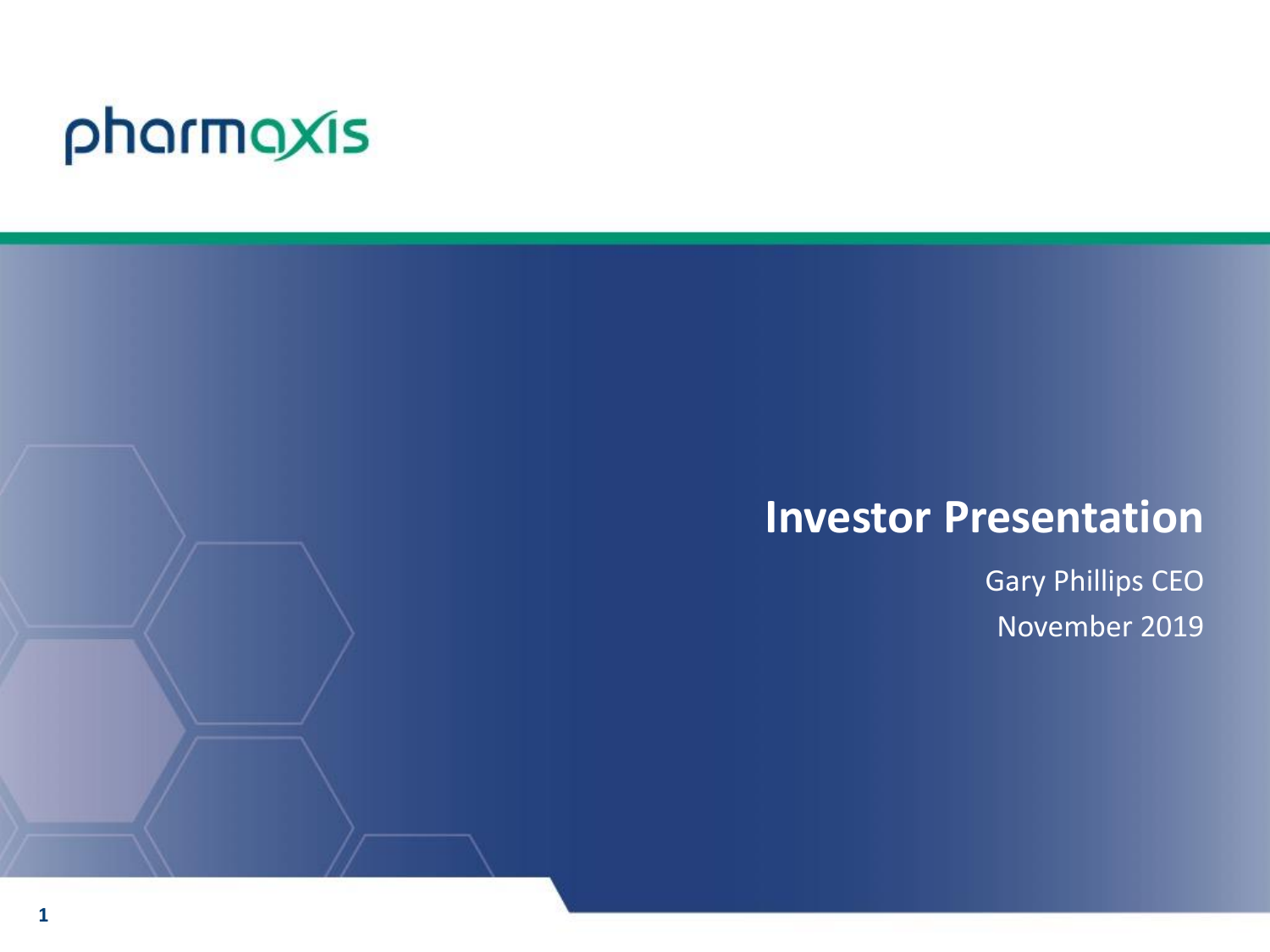pharmaxis

# Investor Presentation

Gary Phillips CEO

November 2019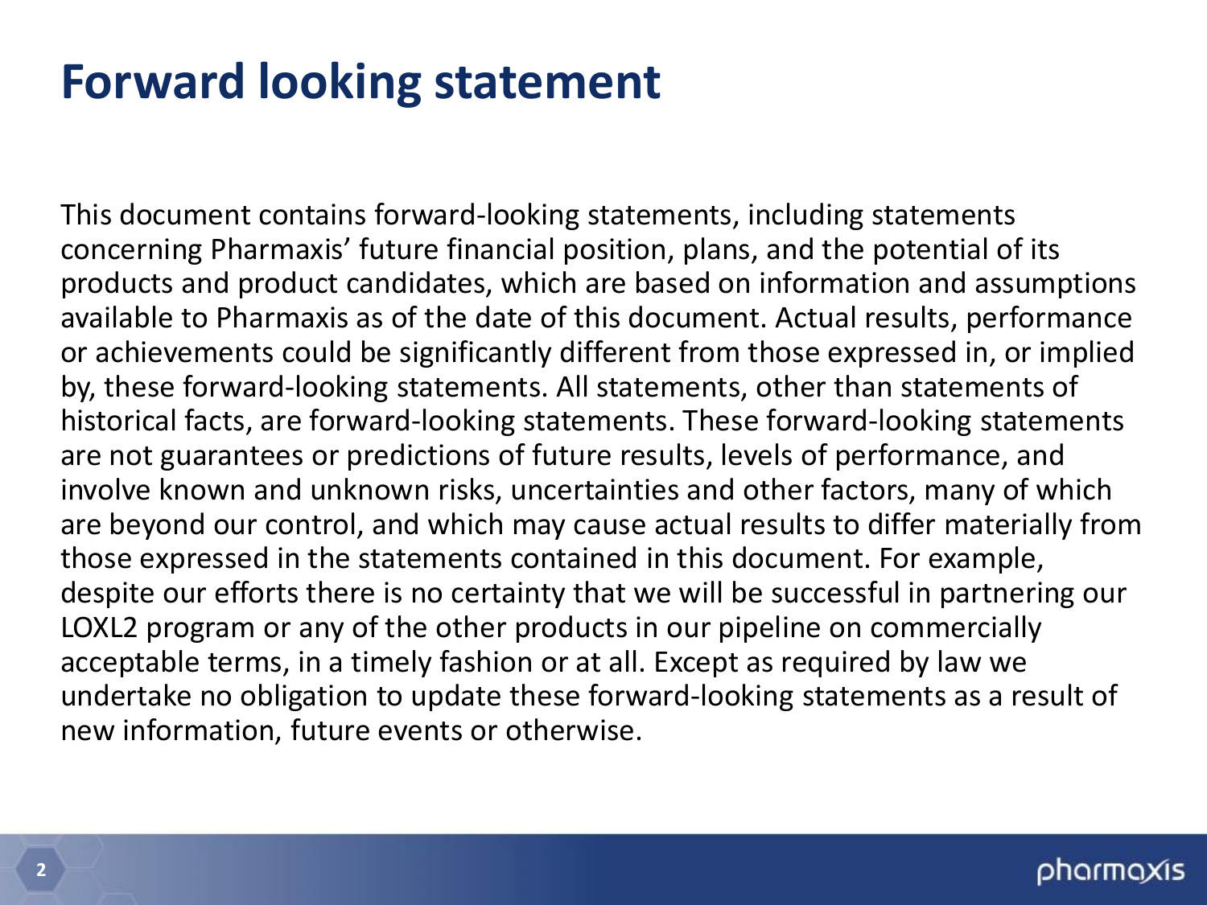# Forward looking statement

This document contains forward-looking statements, including statements concerning Pharmaxis' future financial position, plans, and the potential of its products and product candidates, which are based on information and assumptions available to Pharmaxis as of the date of this document. Actual results, performance or achievements could be significantly different from those expressed in, or implied by, these forward-looking statements. All statements, other than statements of historical facts, are forward-looking statements. These forward-looking statements are not guarantees or predictions of future results, levels of performance, and involve known and unknown risks, uncertainties and other factors, many of which are beyond our control, and which may cause actual results to differ materially from those expressed in the statements contained in this document. For example, despite our efforts there is no certainty that we will be successful in partnering our LOXL2 program or any of the other products in our pipeline on commercially acceptable terms, in a timely fashion or at all. Except as required by law we undertake no obligation to update these forward-looking statements as a result of new information, future events or otherwise.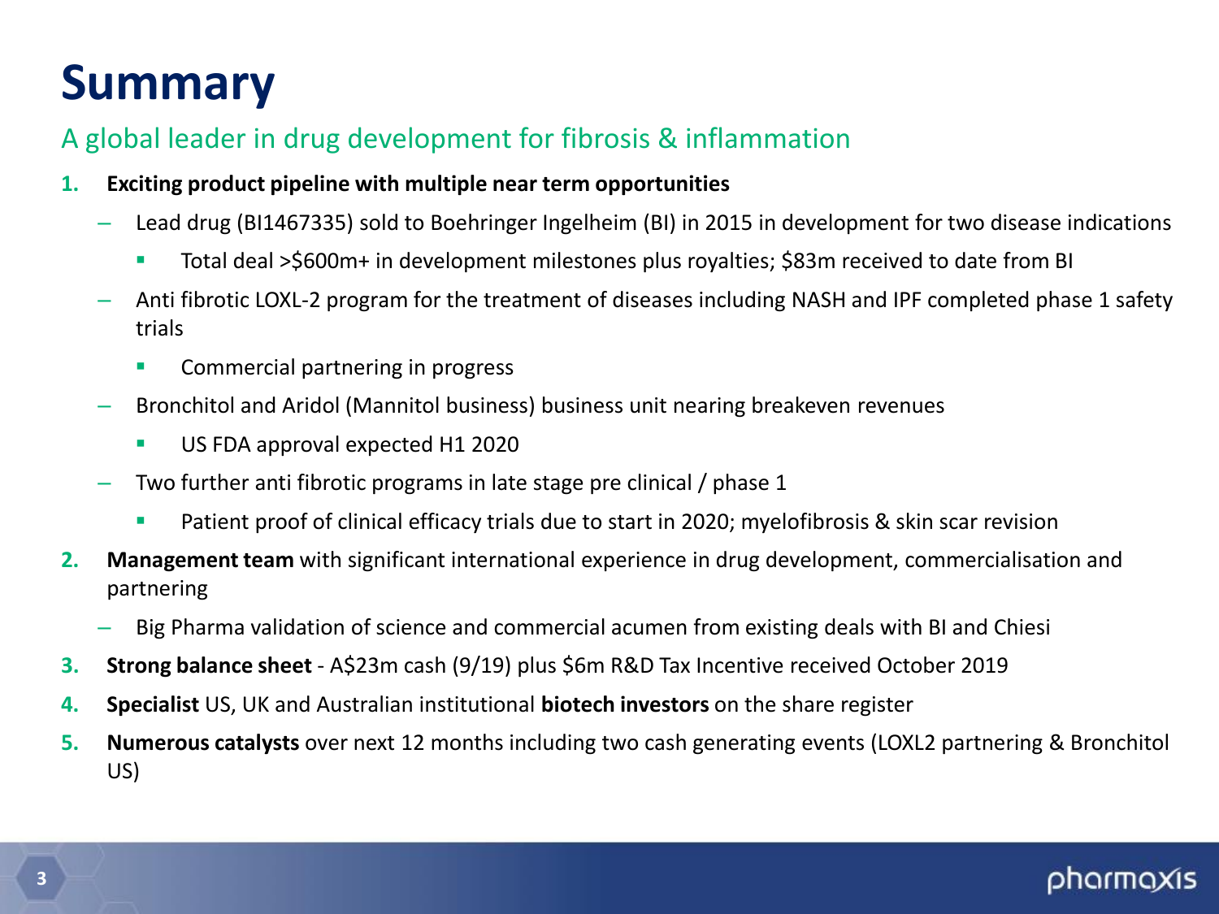# Summary

## A global leader in drug development for fibrosis & inflammation

1. **Exciting product pipeline with multiple near term opportunities**
   - Lead drug (BI1467335) sold to Boehringer Ingelheim (BI) in 2015 in development for two disease indications
     - Total deal >$600m+ in development milestones plus royalties; $83m received to date from BI
   - Anti fibrotic LOXL-2 program for the treatment of diseases including NASH and IPF completed phase 1 safety trials
     - Commercial partnering in progress
   - Bronchitol and Aridol (Mannitol business) business unit nearing breakeven revenues
     - US FDA approval expected H1 2020
   - Two further anti fibrotic programs in late stage pre clinical / phase 1
     - Patient proof of clinical efficacy trials due to start in 2020; myelofibrosis & skin scar revision
2. **Management team** with significant international experience in drug development, commercialisation and partnering
   - Big Pharma validation of science and commercial acumen from existing deals with BI and Chiesi
3. **Strong balance sheet** - A$23m cash (9/19) plus $6m R&D Tax Incentive received October 2019
4. **Specialist** US, UK and Australian institutional **biotech investors** on the share register
5. **Numerous catalysts** over next 12 months including two cash generating events (LOXL2 partnering & Bronchitol US)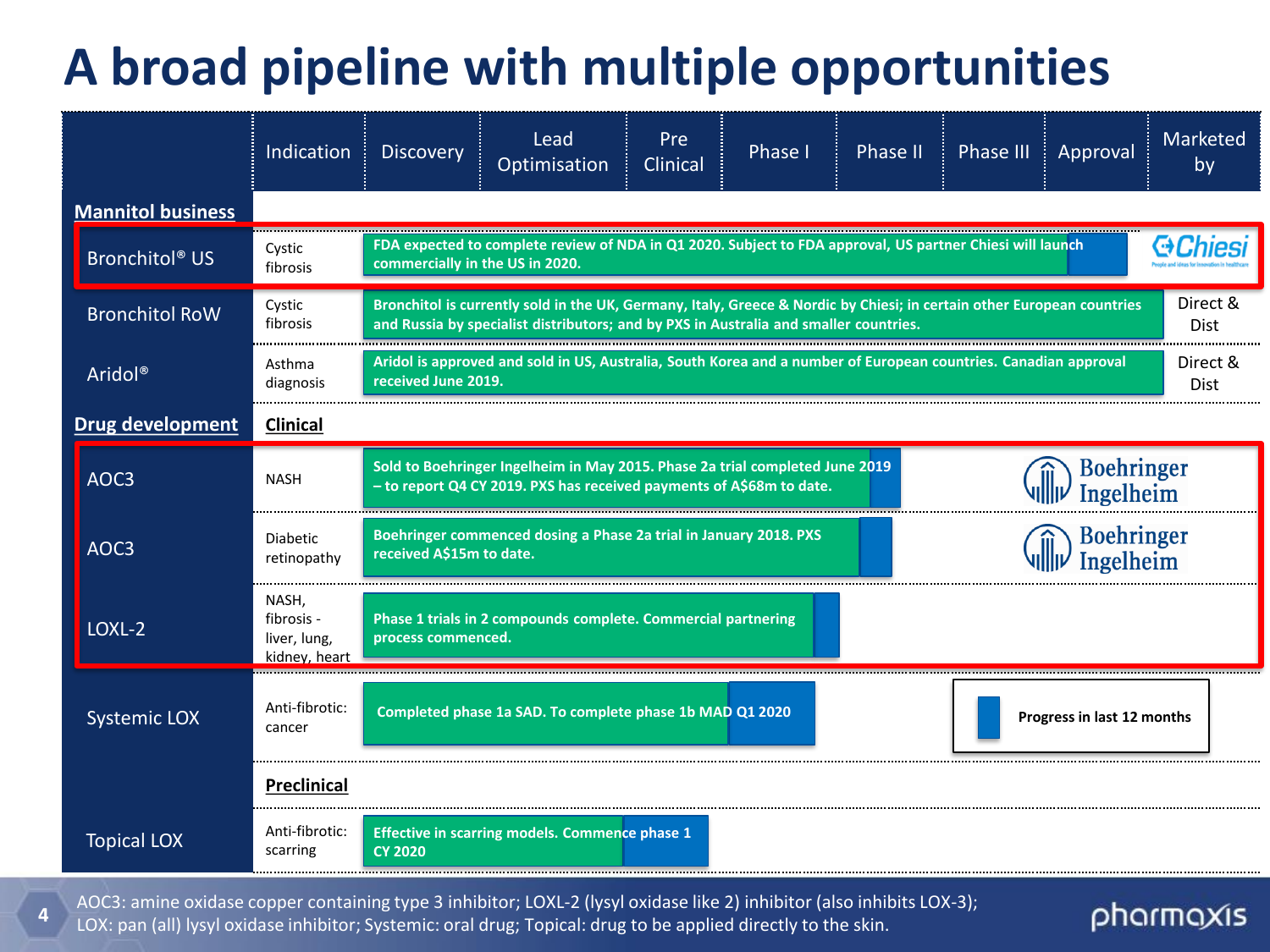# A broad pipeline with multiple opportunities

| | Indication | Discovery | Lead Optimisation | Pre Clinical | Phase I | Phase II | Phase III | Approval | Marketed by |
|---|---|---|---|---|---|---|---|---|---|
| **Mannitol business** | | | | | | | | | |
| Bronchitol® US | Cystic fibrosis | FDA expected to complete review of NDA in Q1 2020. Subject to FDA approval, US partner Chiesi will launch commercially in the US in 2020. | | | | | | | Chiesi |
| Bronchitol RoW | Cystic fibrosis | Bronchitol is currently sold in the UK, Germany, Italy, Greece & Nordic by Chiesi; in certain other European countries and Russia by specialist distributors; and by PXS in Australia and smaller countries. | | | | | | | Direct & Dist |
| Aridol® | Asthma diagnosis | Aridol is approved and sold in US, Australia, South Korea and a number of European countries. Canadian approval received June 2019. | | | | | | | Direct & Dist |
| **Drug development** | **Clinical** | | | | | | | | |
| AOC3 | NASH | Sold to Boehringer Ingelheim in May 2015. Phase 2a trial completed June 2019 – to report Q4 CY 2019. PXS has received payments of A$68m to date. | | | | | | | Boehringer Ingelheim |
| AOC3 | Diabetic retinopathy | Boehringer commenced dosing a Phase 2a trial in January 2018. PXS received A$15m to date. | | | | | | | Boehringer Ingelheim |
| LOXL-2 | NASH, fibrosis - liver, lung, kidney, heart | Phase 1 trials in 2 compounds complete. Commercial partnering process commenced. | | | | | | | |
| Systemic LOX | Anti-fibrotic: cancer | Completed phase 1a SAD. To complete phase 1b MAD Q1 2020 | | | | | | | |
| | **Preclinical** | | | | | | | | |
| Topical LOX | Anti-fibrotic: scarring | Effective in scarring models. Commence phase 1 CY 2020 | | | | | | | |

Progress in last 12 months

AOC3: amine oxidase copper containing type 3 inhibitor; LOXL-2 (lysyl oxidase like 2) inhibitor (also inhibits LOX-3);
LOX: pan (all) lysyl oxidase inhibitor; Systemic: oral drug; Topical: drug to be applied directly to the skin.

pharmaxis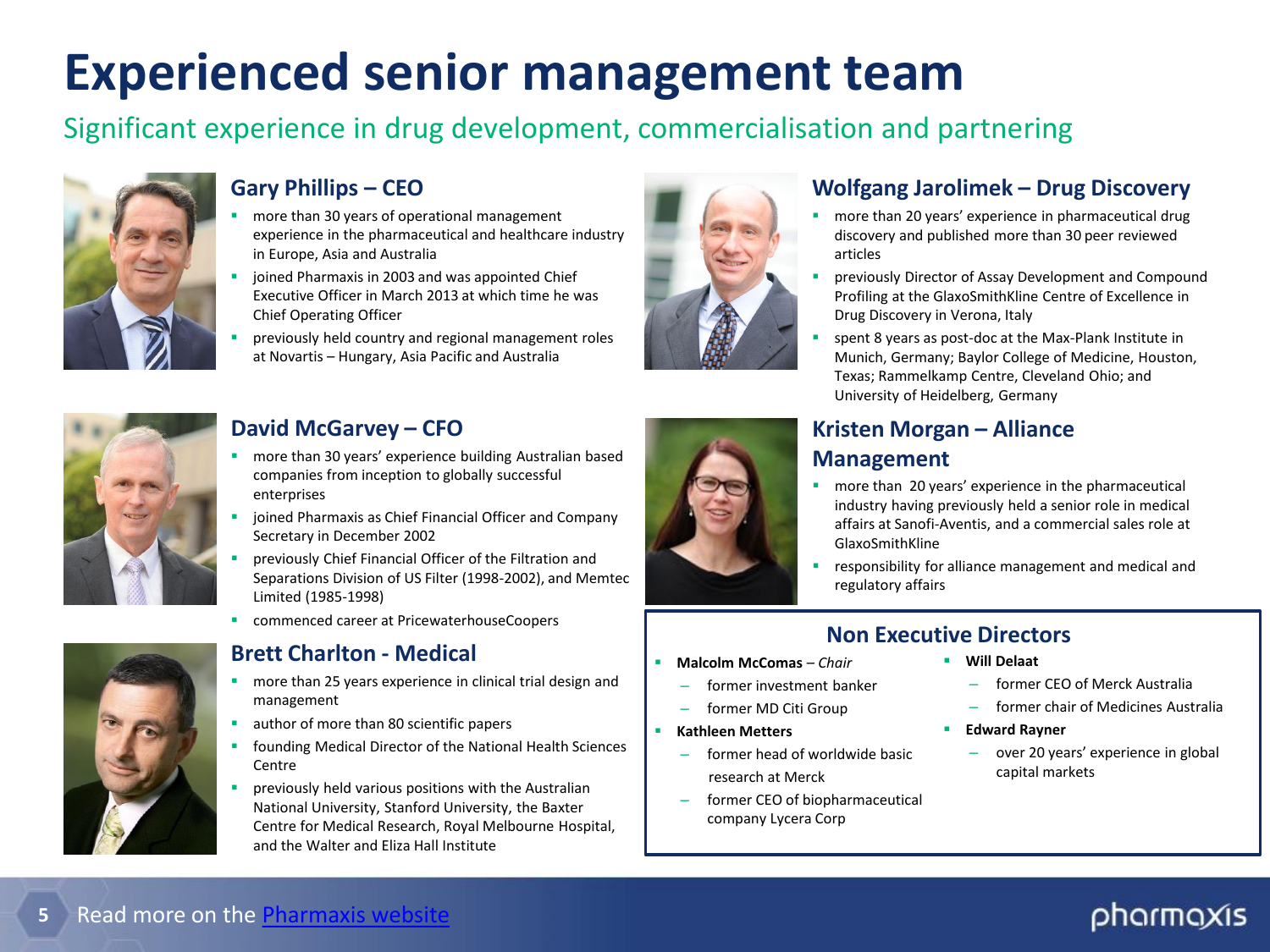# Experienced senior management team

Significant experience in drug development, commercialisation and partnering

## Gary Phillips – CEO

- more than 30 years of operational management experience in the pharmaceutical and healthcare industry in Europe, Asia and Australia
- joined Pharmaxis in 2003 and was appointed Chief Executive Officer in March 2013 at which time he was Chief Operating Officer
- previously held country and regional management roles at Novartis – Hungary, Asia Pacific and Australia

## David McGarvey – CFO

- more than 30 years' experience building Australian based companies from inception to globally successful enterprises
- joined Pharmaxis as Chief Financial Officer and Company Secretary in December 2002
- previously Chief Financial Officer of the Filtration and Separations Division of US Filter (1998-2002), and Memtec Limited (1985-1998)
- commenced career at PricewaterhouseCoopers

## Brett Charlton - Medical

- more than 25 years experience in clinical trial design and management
- author of more than 80 scientific papers
- founding Medical Director of the National Health Sciences Centre
- previously held various positions with the Australian National University, Stanford University, the Baxter Centre for Medical Research, Royal Melbourne Hospital, and the Walter and Eliza Hall Institute

## Wolfgang Jarolimek – Drug Discovery

- more than 20 years' experience in pharmaceutical drug discovery and published more than 30 peer reviewed articles
- previously Director of Assay Development and Compound Profiling at the GlaxoSmithKline Centre of Excellence in Drug Discovery in Verona, Italy
- spent 8 years as post-doc at the Max-Plank Institute in Munich, Germany; Baylor College of Medicine, Houston, Texas; Rammelkamp Centre, Cleveland Ohio; and University of Heidelberg, Germany

## Kristen Morgan – Alliance Management

- more than 20 years' experience in the pharmaceutical industry having previously held a senior role in medical affairs at Sanofi-Aventis, and a commercial sales role at GlaxoSmithKline
- responsibility for alliance management and medical and regulatory affairs

## Non Executive Directors

- **Malcolm McComas** – *Chair*
  - former investment banker
  - former MD Citi Group
- **Kathleen Metters**
  - former head of worldwide basic research at Merck
  - former CEO of biopharmaceutical company Lycera Corp
- **Will Delaat**
  - former CEO of Merck Australia
  - former chair of Medicines Australia
- **Edward Rayner**
  - over 20 years' experience in global capital markets

Read more on the [Pharmaxis website]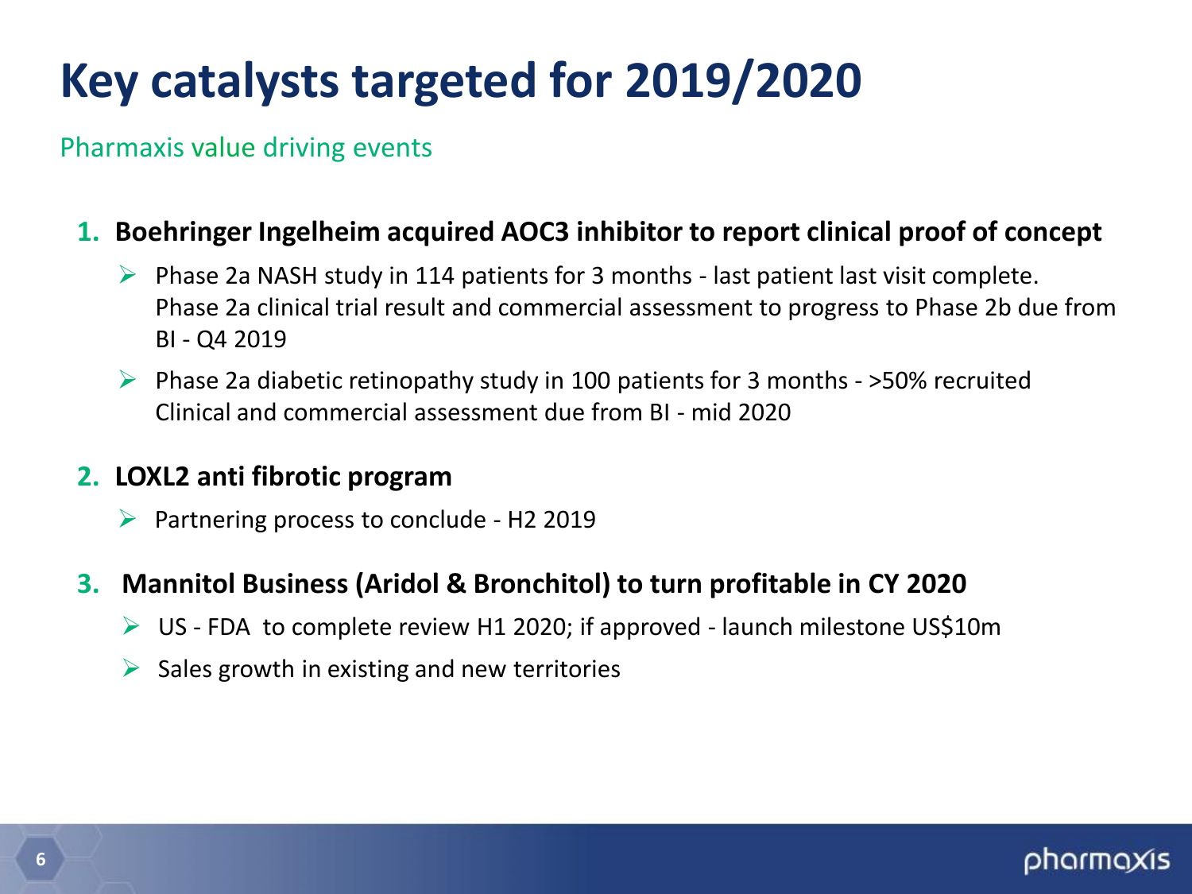# Key catalysts targeted for 2019/2020

Pharmaxis value driving events

1. **Boehringer Ingelheim acquired AOC3 inhibitor to report clinical proof of concept**
   - Phase 2a NASH study in 114 patients for 3 months - last patient last visit complete. Phase 2a clinical trial result and commercial assessment to progress to Phase 2b due from BI - Q4 2019
   - Phase 2a diabetic retinopathy study in 100 patients for 3 months - >50% recruited Clinical and commercial assessment due from BI - mid 2020

2. **LOXL2 anti fibrotic program**
   - Partnering process to conclude - H2 2019

3. **Mannitol Business (Aridol & Bronchitol) to turn profitable in CY 2020**
   - US - FDA to complete review H1 2020; if approved - launch milestone US$10m
   - Sales growth in existing and new territories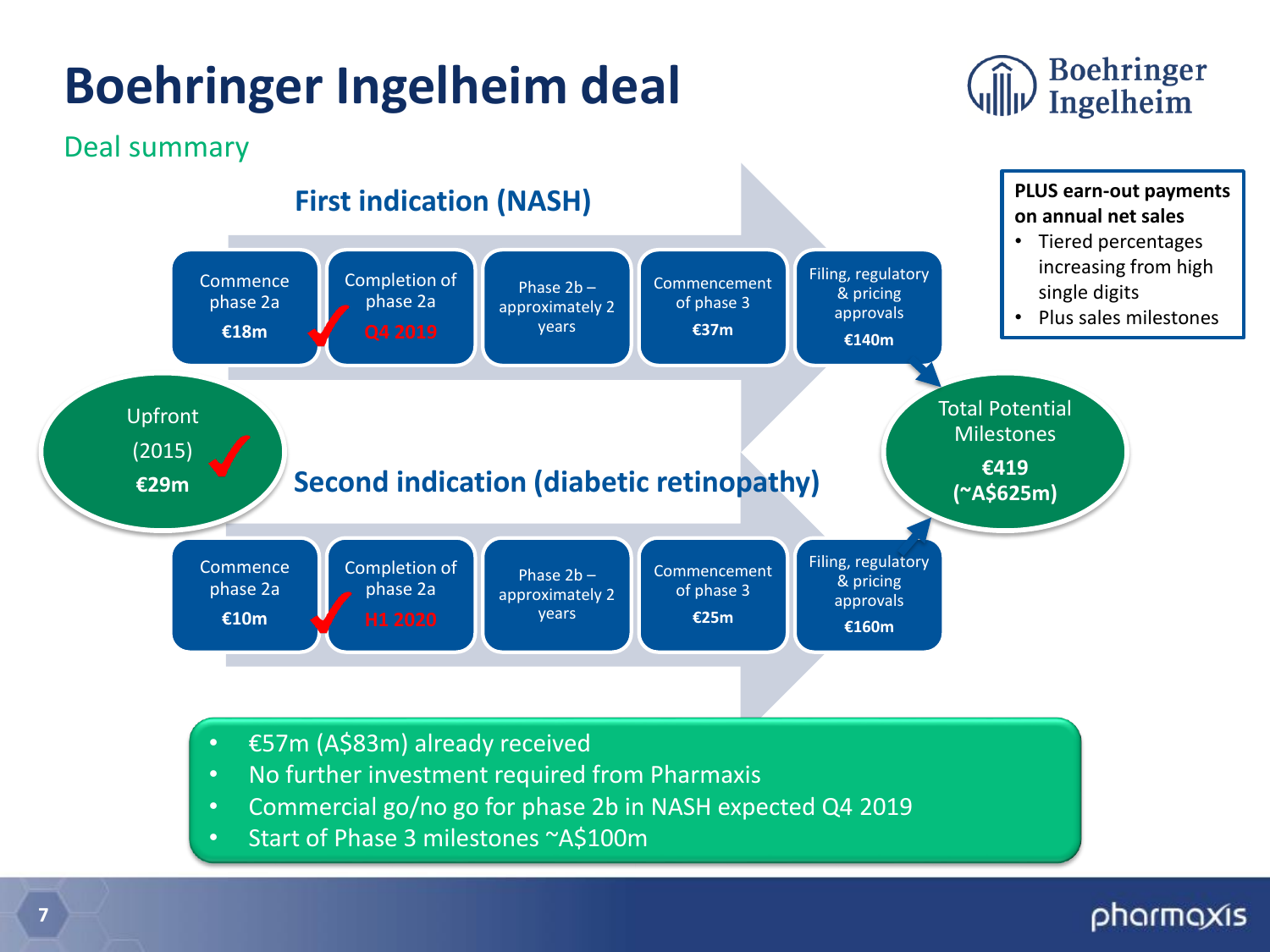# Boehringer Ingelheim deal

## Deal summary

### First indication (NASH)

- Commence phase 2a — €18m ✓
- Completion of phase 2a — Q4 2019
- Phase 2b – approximately 2 years
- Commencement of phase 3 — €37m
- Filing, regulatory & pricing approvals — €140m

Upfront (2015) €29m ✓

### Second indication (diabetic retinopathy)

- Commence phase 2a — €10m ✓
- Completion of phase 2a — H1 2020
- Phase 2b – approximately 2 years
- Commencement of phase 3 — €25m
- Filing, regulatory & pricing approvals — €160m

Total Potential Milestones **€419 (~A$625m)**

**PLUS earn-out payments on annual net sales**

- Tiered percentages increasing from high single digits
- Plus sales milestones

- €57m (A$83m) already received
- No further investment required from Pharmaxis
- Commercial go/no go for phase 2b in NASH expected Q4 2019
- Start of Phase 3 milestones ~A$100m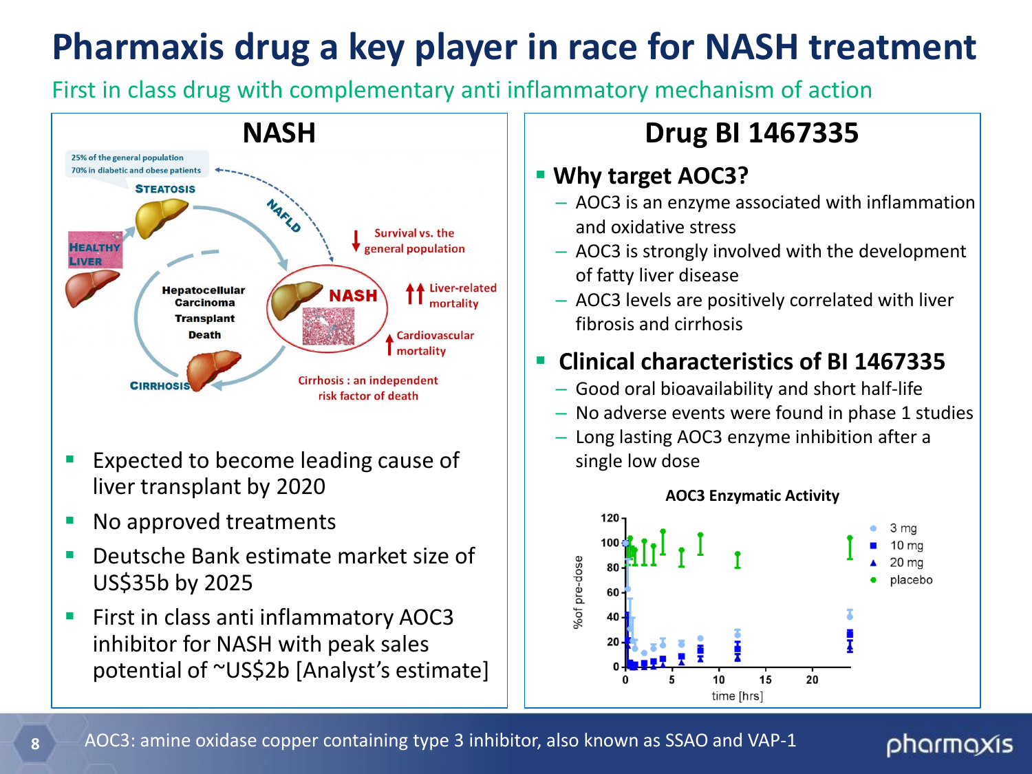# Pharmaxis drug a key player in race for NASH treatment

First in class drug with complementary anti inflammatory mechanism of action

## NASH

25% of the general population
70% in diabetic and obese patients

STEATOSIS

NAFLD

HEALTHY LIVER

Survival vs. the general population

Hepatocellular Carcinoma
Transplant
Death

NASH

Liver-related mortality

Cardiovascular mortality

CIRRHOSIS

Cirrhosis : an independent risk factor of death

- Expected to become leading cause of liver transplant by 2020
- No approved treatments
- Deutsche Bank estimate market size of US$35b by 2025
- First in class anti inflammatory AOC3 inhibitor for NASH with peak sales potential of ~US$2b [Analyst's estimate]

## Drug BI 1467335

- **Why target AOC3?**
  - AOC3 is an enzyme associated with inflammation and oxidative stress
  - AOC3 is strongly involved with the development of fatty liver disease
  - AOC3 levels are positively correlated with liver fibrosis and cirrhosis
- **Clinical characteristics of BI 1467335**
  - Good oral bioavailability and short half-life
  - No adverse events were found in phase 1 studies
  - Long lasting AOC3 enzyme inhibition after a single low dose

**AOC3 Enzymatic Activity**

%of pre-dose

0
20
40
60
80
100
120

time [hrs]

0
5
10
15
20

3 mg
10 mg
20 mg
placebo

AOC3: amine oxidase copper containing type 3 inhibitor, also known as SSAO and VAP-1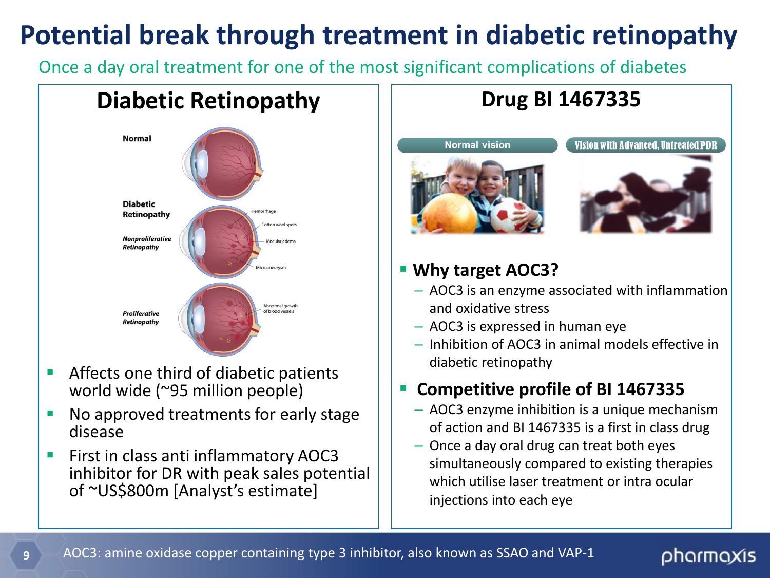# Potential break through treatment in diabetic retinopathy

Once a day oral treatment for one of the most significant complications of diabetes

## Diabetic Retinopathy

Normal

Diabetic Retinopathy

*Nonproliferative Retinopathy*

Hemorrhage

Cotton wool spots

Macular edema

Microaneurysm

*Proliferative Retinopathy*

Abnormal growth of blood vessels

- Affects one third of diabetic patients world wide (~95 million people)
- No approved treatments for early stage disease
- First in class anti inflammatory AOC3 inhibitor for DR with peak sales potential of ~US$800m [Analyst's estimate]

## Drug BI 1467335

Normal vision

Vision with Advanced, Untreated PDR

- **Why target AOC3?**
  - AOC3 is an enzyme associated with inflammation and oxidative stress
  - AOC3 is expressed in human eye
  - Inhibition of AOC3 in animal models effective in diabetic retinopathy
- **Competitive profile of BI 1467335**
  - AOC3 enzyme inhibition is a unique mechanism of action and BI 1467335 is a first in class drug
  - Once a day oral drug can treat both eyes simultaneously compared to existing therapies which utilise laser treatment or intra ocular injections into each eye

AOC3: amine oxidase copper containing type 3 inhibitor, also known as SSAO and VAP-1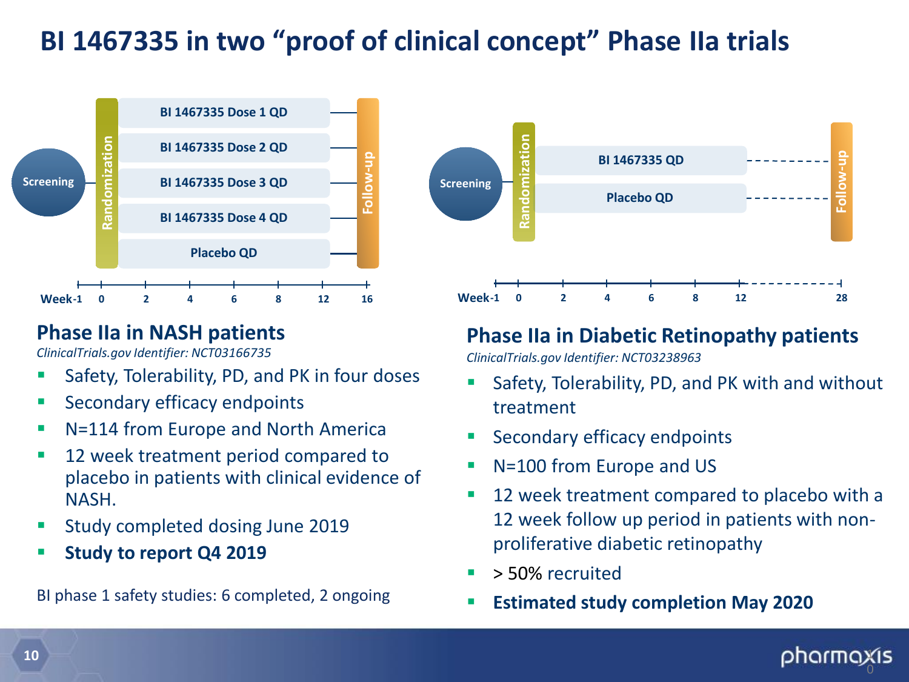# BI 1467335 in two "proof of clinical concept" Phase IIa trials

Screening
Randomization
BI 1467335 Dose 1 QD
BI 1467335 Dose 2 QD
BI 1467335 Dose 3 QD
BI 1467335 Dose 4 QD
Placebo QD
Follow-up
Week -1 0 2 4 6 8 12 16

## Phase IIa in NASH patients

*ClinicalTrials.gov Identifier: NCT03166735*

- Safety, Tolerability, PD, and PK in four doses
- Secondary efficacy endpoints
- N=114 from Europe and North America
- 12 week treatment period compared to placebo in patients with clinical evidence of NASH.
- Study completed dosing June 2019
- **Study to report Q4 2019**

BI phase 1 safety studies: 6 completed, 2 ongoing

Screening
Randomization
BI 1467335 QD
Placebo QD
Follow-up
Week -1 0 2 4 6 8 12 28

## Phase IIa in Diabetic Retinopathy patients

*ClinicalTrials.gov Identifier: NCT03238963*

- Safety, Tolerability, PD, and PK with and without treatment
- Secondary efficacy endpoints
- N=100 from Europe and US
- 12 week treatment compared to placebo with a 12 week follow up period in patients with non-proliferative diabetic retinopathy
- > 50% recruited
- **Estimated study completion May 2020**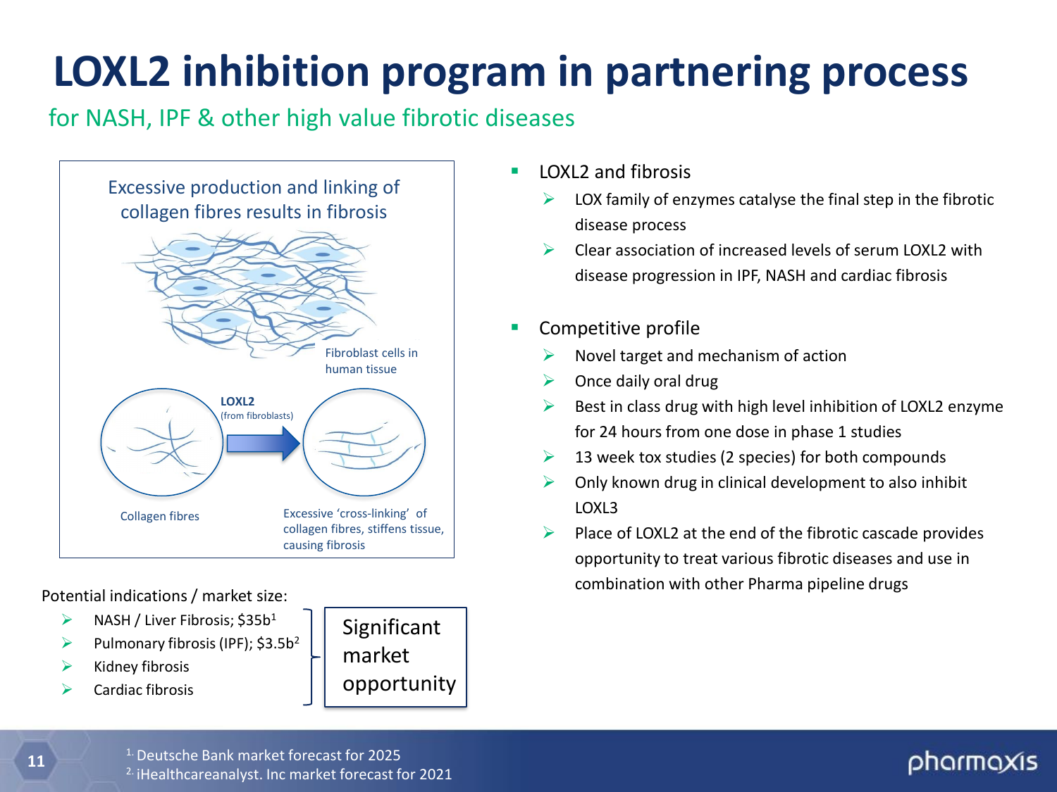# LOXL2 inhibition program in partnering process

## for NASH, IPF & other high value fibrotic diseases

Excessive production and linking of collagen fibres results in fibrosis

Fibroblast cells in human tissue

LOXL2
(from fibroblasts)

Collagen fibres

Excessive 'cross-linking' of collagen fibres, stiffens tissue, causing fibrosis

Potential indications / market size:

- NASH / Liver Fibrosis; $35b[1]
- Pulmonary fibrosis (IPF); $3.5b[2]
- Kidney fibrosis
- Cardiac fibrosis

Significant market opportunity

- LOXL2 and fibrosis
  - LOX family of enzymes catalyse the final step in the fibrotic disease process
  - Clear association of increased levels of serum LOXL2 with disease progression in IPF, NASH and cardiac fibrosis
- Competitive profile
  - Novel target and mechanism of action
  - Once daily oral drug
  - Best in class drug with high level inhibition of LOXL2 enzyme for 24 hours from one dose in phase 1 studies
  - 13 week tox studies (2 species) for both compounds
  - Only known drug in clinical development to also inhibit LOXL3
  - Place of LOXL2 at the end of the fibrotic cascade provides opportunity to treat various fibrotic diseases and use in combination with other Pharma pipeline drugs

[1] Deutsche Bank market forecast for 2025
[2] iHealthcareanalyst. Inc market forecast for 2021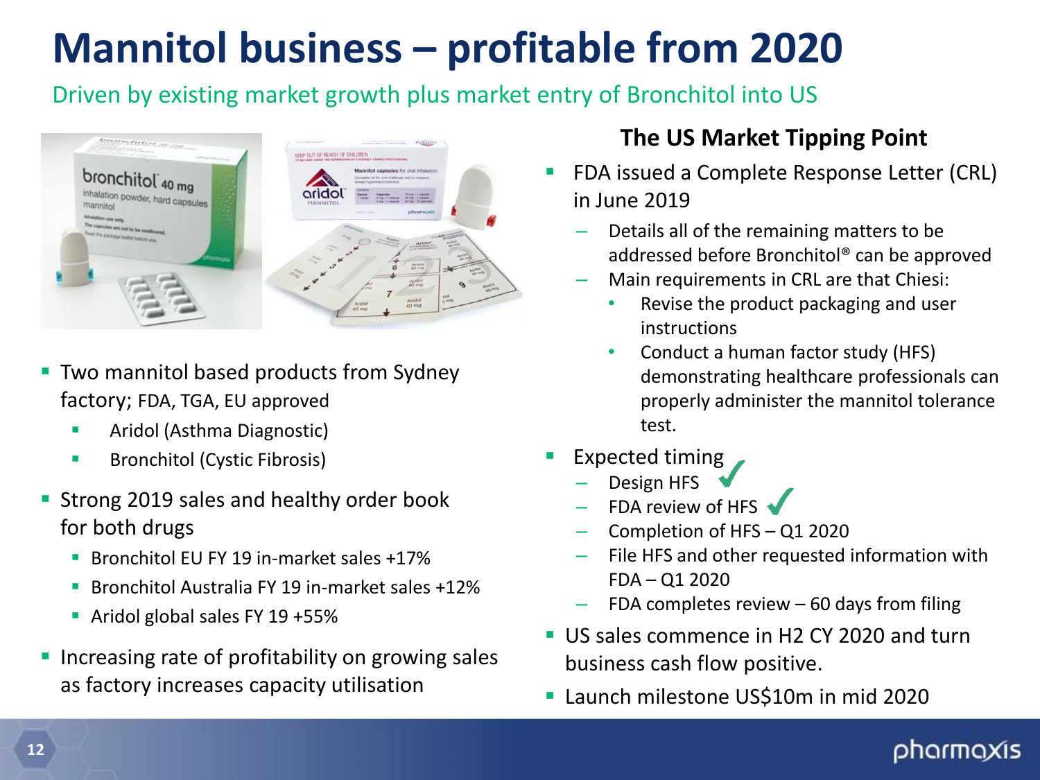# Mannitol business – profitable from 2020

Driven by existing market growth plus market entry of Bronchitol into US

- Two mannitol based products from Sydney factory; FDA, TGA, EU approved
  - Aridol (Asthma Diagnostic)
  - Bronchitol (Cystic Fibrosis)
- Strong 2019 sales and healthy order book for both drugs
  - Bronchitol EU FY 19 in-market sales +17%
  - Bronchitol Australia FY 19 in-market sales +12%
  - Aridol global sales FY 19 +55%
- Increasing rate of profitability on growing sales as factory increases capacity utilisation

## The US Market Tipping Point

- FDA issued a Complete Response Letter (CRL) in June 2019
  - Details all of the remaining matters to be addressed before Bronchitol® can be approved
  - Main requirements in CRL are that Chiesi:
    - Revise the product packaging and user instructions
    - Conduct a human factor study (HFS) demonstrating healthcare professionals can properly administer the mannitol tolerance test.
- Expected timing
  - Design HFS ✓
  - FDA review of HFS ✓
  - Completion of HFS – Q1 2020
  - File HFS and other requested information with FDA – Q1 2020
  - FDA completes review – 60 days from filing
- US sales commence in H2 CY 2020 and turn business cash flow positive.
- Launch milestone US$10m in mid 2020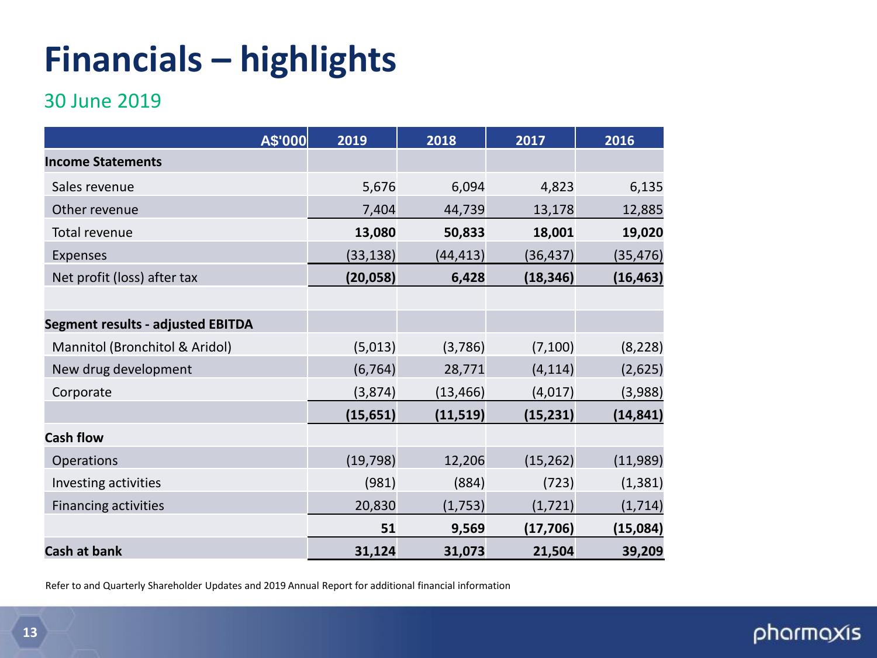# Financials – highlights

## 30 June 2019

| A$'000 | 2019 | 2018 | 2017 | 2016 |
|---|---|---|---|---|
| **Income Statements** | | | | |
| Sales revenue | 5,676 | 6,094 | 4,823 | 6,135 |
| Other revenue | 7,404 | 44,739 | 13,178 | 12,885 |
| Total revenue | **13,080** | **50,833** | **18,001** | **19,020** |
| Expenses | (33,138) | (44,413) | (36,437) | (35,476) |
| Net profit (loss) after tax | **(20,058)** | **6,428** | **(18,346)** | **(16,463)** |
| | | | | |
| **Segment results - adjusted EBITDA** | | | | |
| Mannitol (Bronchitol & Aridol) | (5,013) | (3,786) | (7,100) | (8,228) |
| New drug development | (6,764) | 28,771 | (4,114) | (2,625) |
| Corporate | (3,874) | (13,466) | (4,017) | (3,988) |
| | **(15,651)** | **(11,519)** | **(15,231)** | **(14,841)** |
| **Cash flow** | | | | |
| Operations | (19,798) | 12,206 | (15,262) | (11,989) |
| Investing activities | (981) | (884) | (723) | (1,381) |
| Financing activities | 20,830 | (1,753) | (1,721) | (1,714) |
| | **51** | **9,569** | **(17,706)** | **(15,084)** |
| **Cash at bank** | **31,124** | **31,073** | **21,504** | **39,209** |

Refer to and Quarterly Shareholder Updates and 2019 Annual Report for additional financial information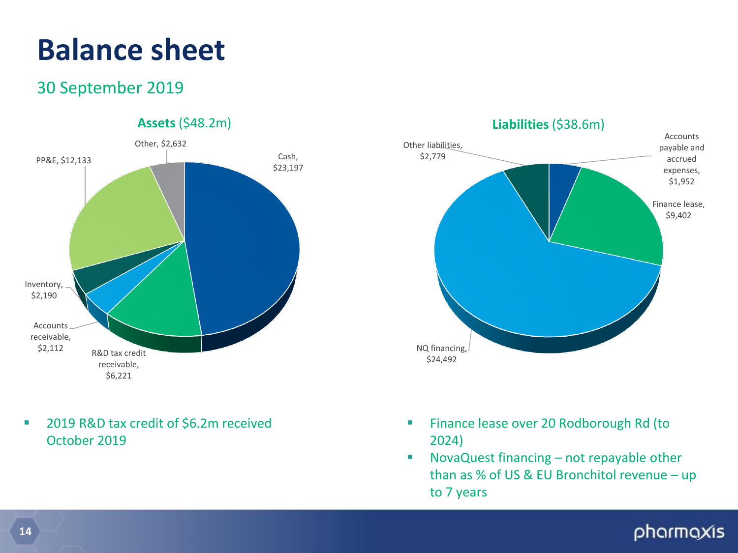# Balance sheet

## 30 September 2019

**Assets** ($48.2m)

Cash, $23,197

R&D tax credit receivable, $6,221

Accounts receivable, $2,112

Inventory, $2,190

PP&E, $12,133

Other, $2,632

**Liabilities** ($38.6m)

Accounts payable and accrued expenses, $1,952

Finance lease, $9,402

NQ financing, $24,492

Other liabilities, $2,779

- 2019 R&D tax credit of $6.2m received October 2019

- Finance lease over 20 Rodborough Rd (to 2024)
- NovaQuest financing – not repayable other than as % of US & EU Bronchitol revenue – up to 7 years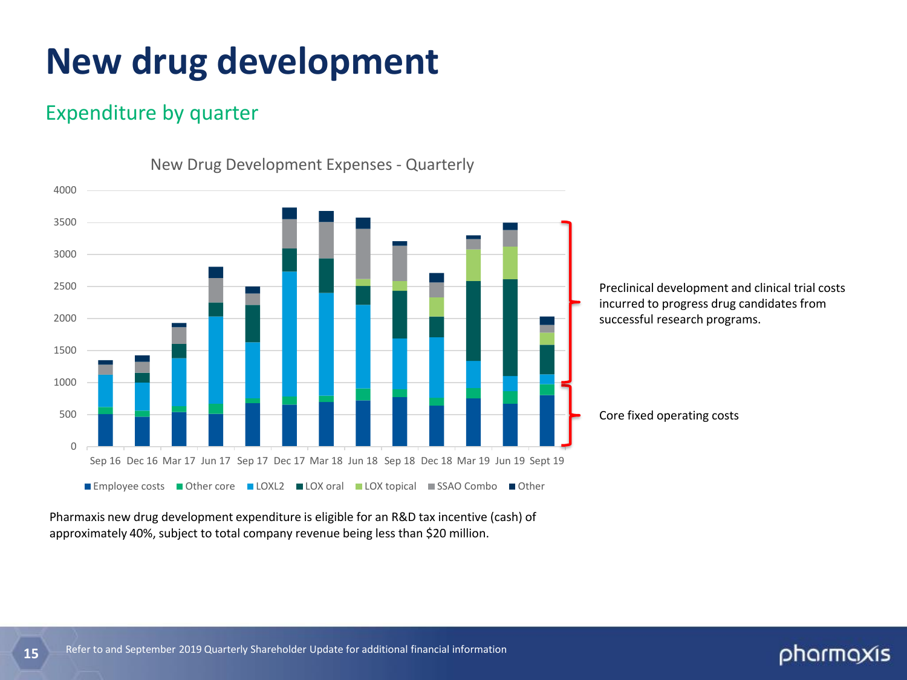# New drug development

## Expenditure by quarter

New Drug Development Expenses - Quarterly

4000
3500
3000
2500
2000
1500
1000
500
0

Sep 16 Dec 16 Mar 17 Jun 17 Sep 17 Dec 17 Mar 18 Jun 18 Sep 18 Dec 18 Mar 19 Jun 19 Sept 19

Employee costs, Other core, LOXL2, LOX oral, LOX topical, SSAO Combo, Other

Preclinical development and clinical trial costs incurred to progress drug candidates from successful research programs.

Core fixed operating costs

Pharmaxis new drug development expenditure is eligible for an R&D tax incentive (cash) of approximately 40%, subject to total company revenue being less than $20 million.

Refer to and September 2019 Quarterly Shareholder Update for additional financial information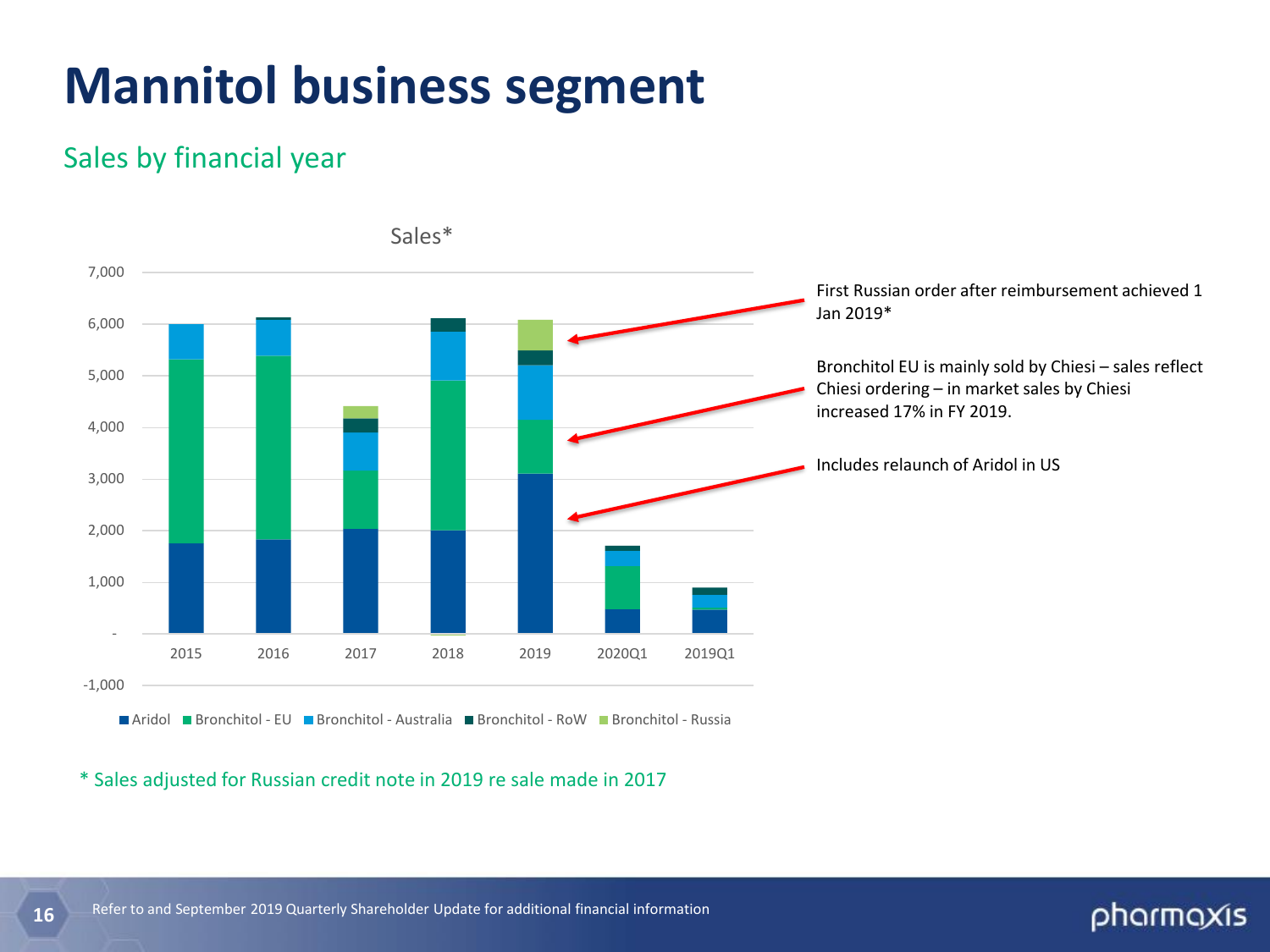# Mannitol business segment

## Sales by financial year

Sales*

7,000
6,000
5,000
4,000
3,000
2,000
1,000
-
-1,000

2015
2016
2017
2018
2019
2020Q1
2019Q1

Aridol
Bronchitol - EU
Bronchitol - Australia
Bronchitol - RoW
Bronchitol - Russia

First Russian order after reimbursement achieved 1 Jan 2019*

Bronchitol EU is mainly sold by Chiesi – sales reflect Chiesi ordering – in market sales by Chiesi increased 17% in FY 2019.

Includes relaunch of Aridol in US

* Sales adjusted for Russian credit note in 2019 re sale made in 2017

Refer to and September 2019 Quarterly Shareholder Update for additional financial information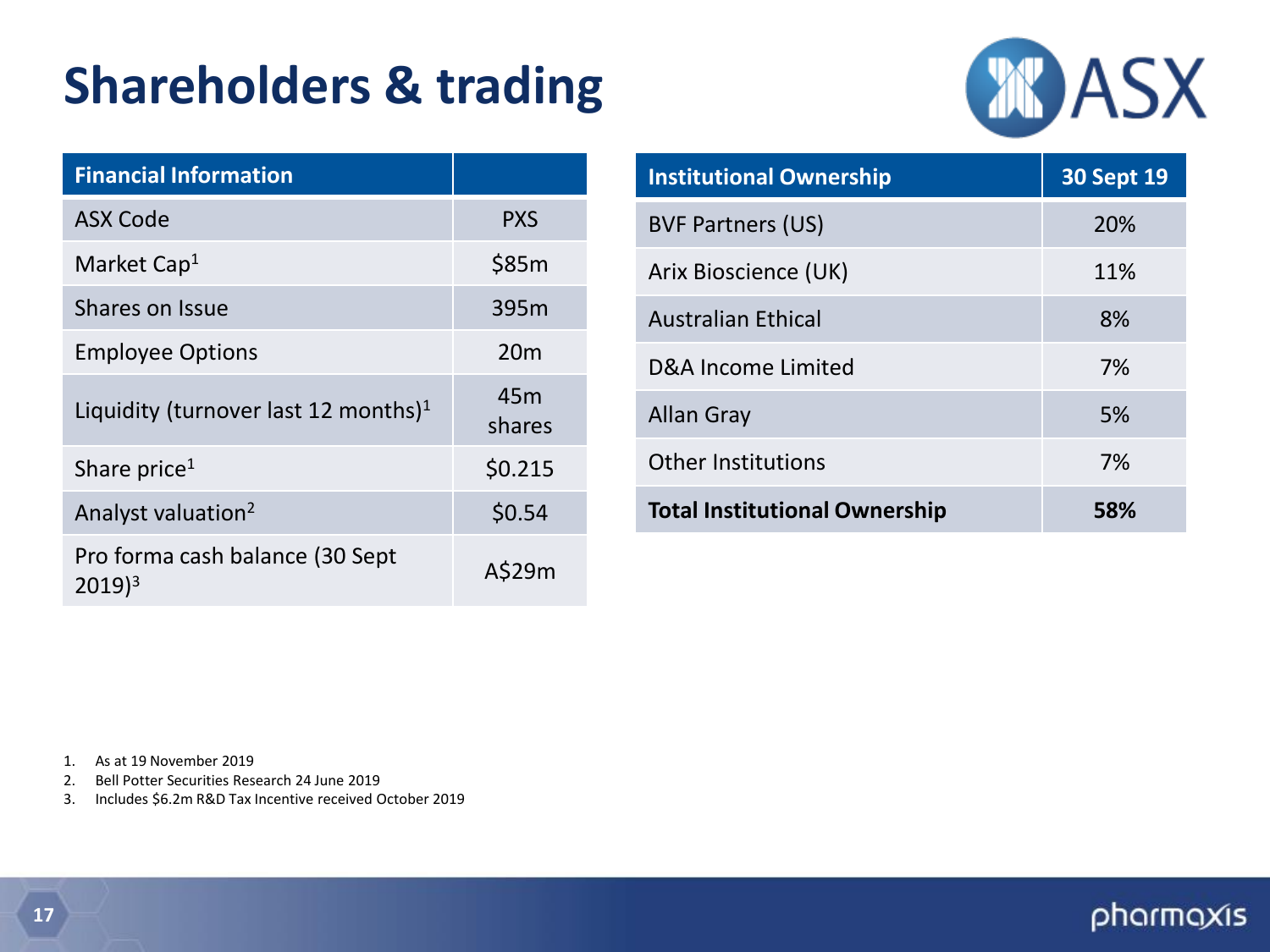# Shareholders & trading

| Financial Information | |
|---|---|
| ASX Code | PXS |
| Market Cap[1] | $85m |
| Shares on Issue | 395m |
| Employee Options | 20m |
| Liquidity (turnover last 12 months)[1] | 45m shares |
| Share price[1] | $0.215 |
| Analyst valuation[2] | $0.54 |
| Pro forma cash balance (30 Sept 2019)[3] | A$29m |

| Institutional Ownership | 30 Sept 19 |
|---|---|
| BVF Partners (US) | 20% |
| Arix Bioscience (UK) | 11% |
| Australian Ethical | 8% |
| D&A Income Limited | 7% |
| Allan Gray | 5% |
| Other Institutions | 7% |
| **Total Institutional Ownership** | **58%** |

1. As at 19 November 2019
2. Bell Potter Securities Research 24 June 2019
3. Includes $6.2m R&D Tax Incentive received October 2019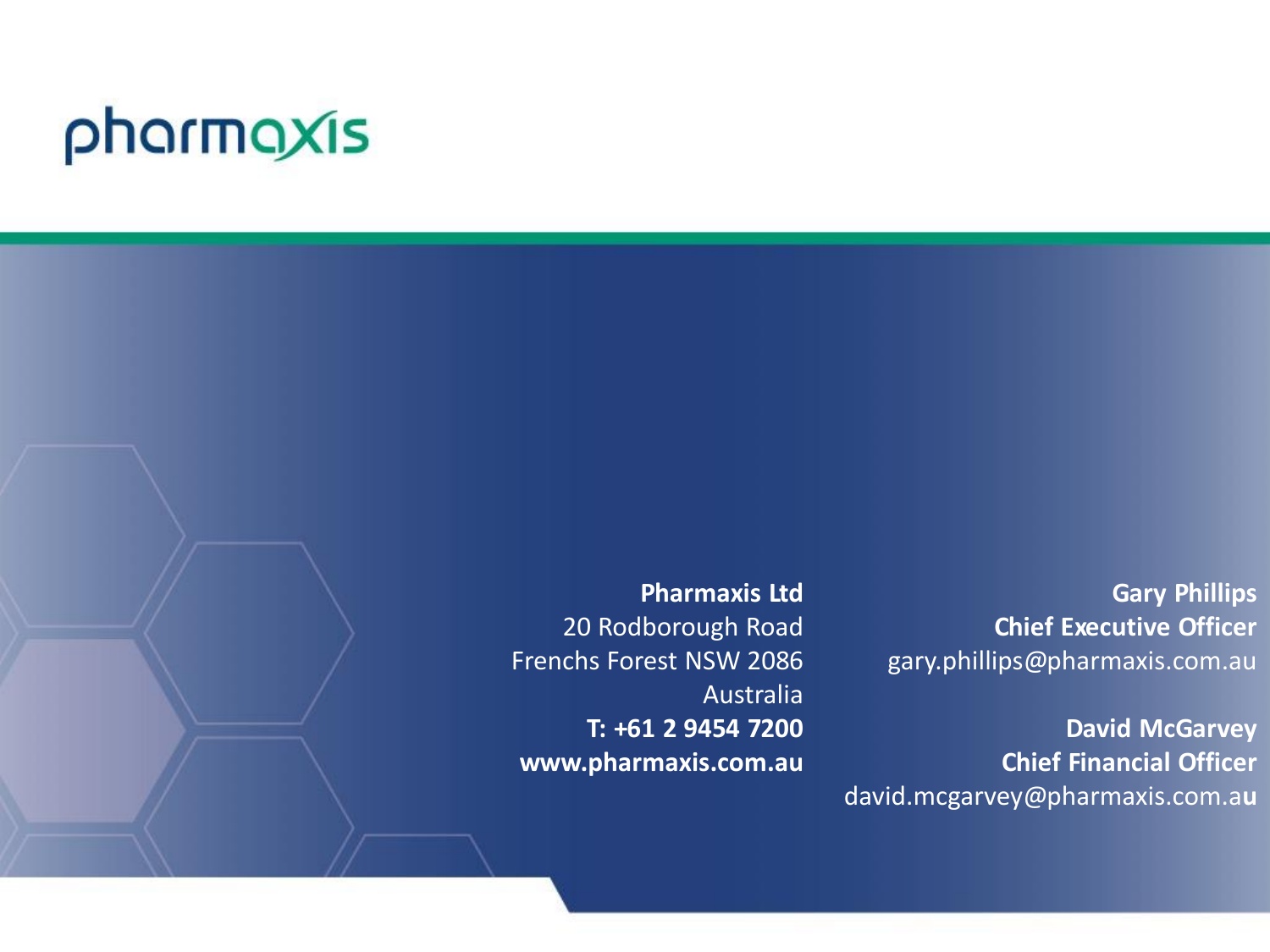pharmaxis

**Pharmaxis Ltd**
20 Rodborough Road
Frenchs Forest NSW 2086
Australia
**T: +61 2 9454 7200**
**www.pharmaxis.com.au**

**Gary Phillips**
**Chief Executive Officer**
gary.phillips@pharmaxis.com.au

**David McGarvey**
**Chief Financial Officer**
david.mcgarvey@pharmaxis.com.au